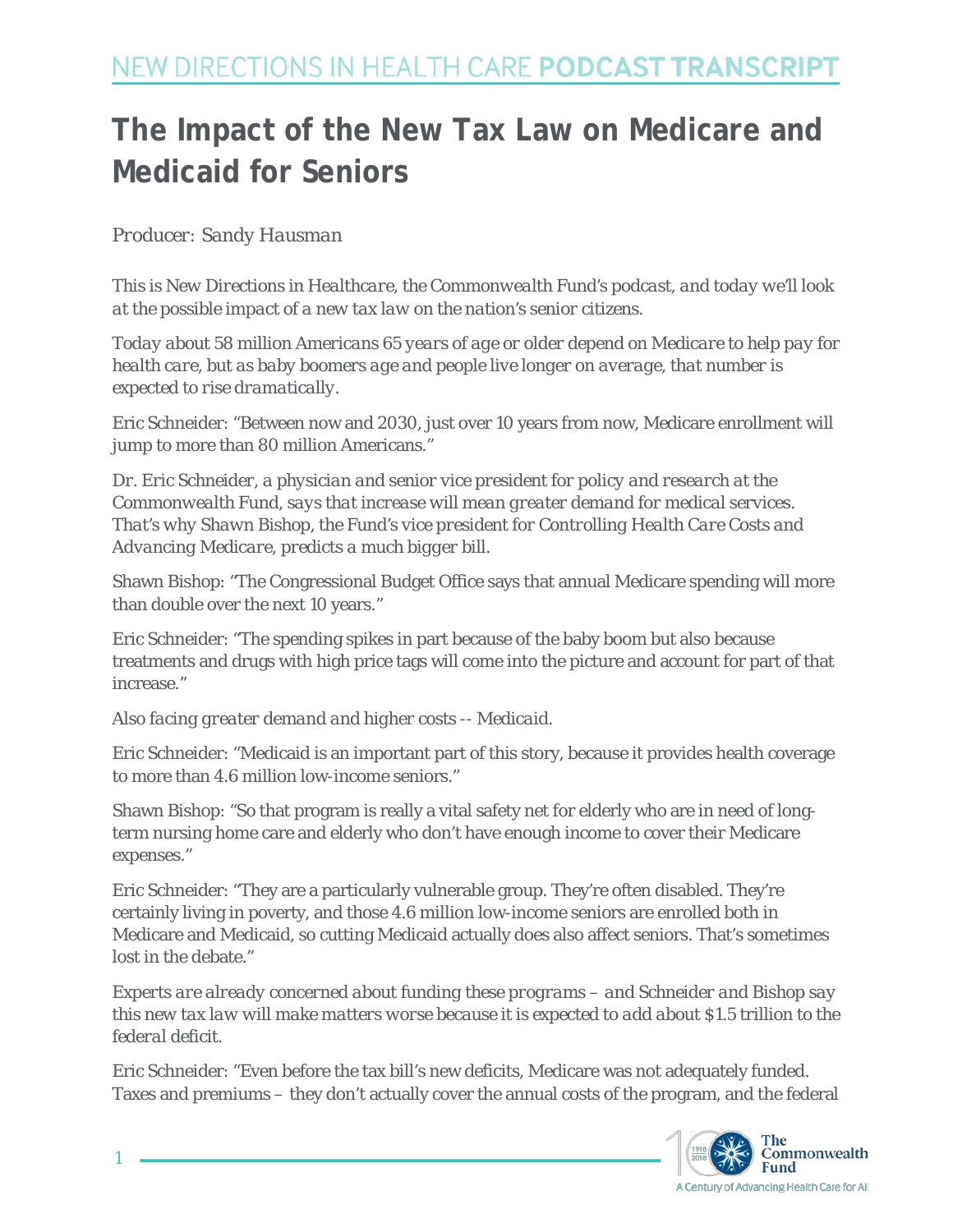# The Impact of the New Tax Law on Medicare and Medicaid for Seniors

*Producer: Sandy Hausman*

*This is New Directions in Healthcare, the Commonwealth Fund's podcast, and today we'll look at the possible impact of a new tax law on the nation's senior citizens.*

*Today about 58 million Americans 65 years of age or older depend on Medicare to help pay for health care, but as baby boomers age and people live longer on average, that number is expected to rise dramatically.*

Eric Schneider: "Between now and 2030, just over 10 years from now, Medicare enrollment will jump to more than 80 million Americans."

*Dr. Eric Schneider, a physician and senior vice president for policy and research at the Commonwealth Fund, says that increase will mean greater demand for medical services. That's why Shawn Bishop, the Fund's vice president for Controlling Health Care Costs and Advancing Medicare, predicts a much bigger bill.*

Shawn Bishop: "The Congressional Budget Office says that annual Medicare spending will more than double over the next 10 years."

Eric Schneider: "The spending spikes in part because of the baby boom but also because treatments and drugs with high price tags will come into the picture and account for part of that increase."

*Also facing greater demand and higher costs -- Medicaid.*

Eric Schneider: "Medicaid is an important part of this story, because it provides health coverage to more than 4.6 million low-income seniors."

Shawn Bishop: "So that program is really a vital safety net for elderly who are in need of long-term nursing home care and elderly who don't have enough income to cover their Medicare expenses."

Eric Schneider: "They are a particularly vulnerable group. They're often disabled. They're certainly living in poverty, and those 4.6 million low-income seniors are enrolled both in Medicare and Medicaid, so cutting Medicaid actually does also affect seniors. That's sometimes lost in the debate."

*Experts are already concerned about funding these programs – and Schneider and Bishop say this new tax law will make matters worse because it is expected to add about $1.5 trillion to the federal deficit.*

Eric Schneider: "Even before the tax bill's new deficits, Medicare was not adequately funded. Taxes and premiums – they don't actually cover the annual costs of the program, and the federal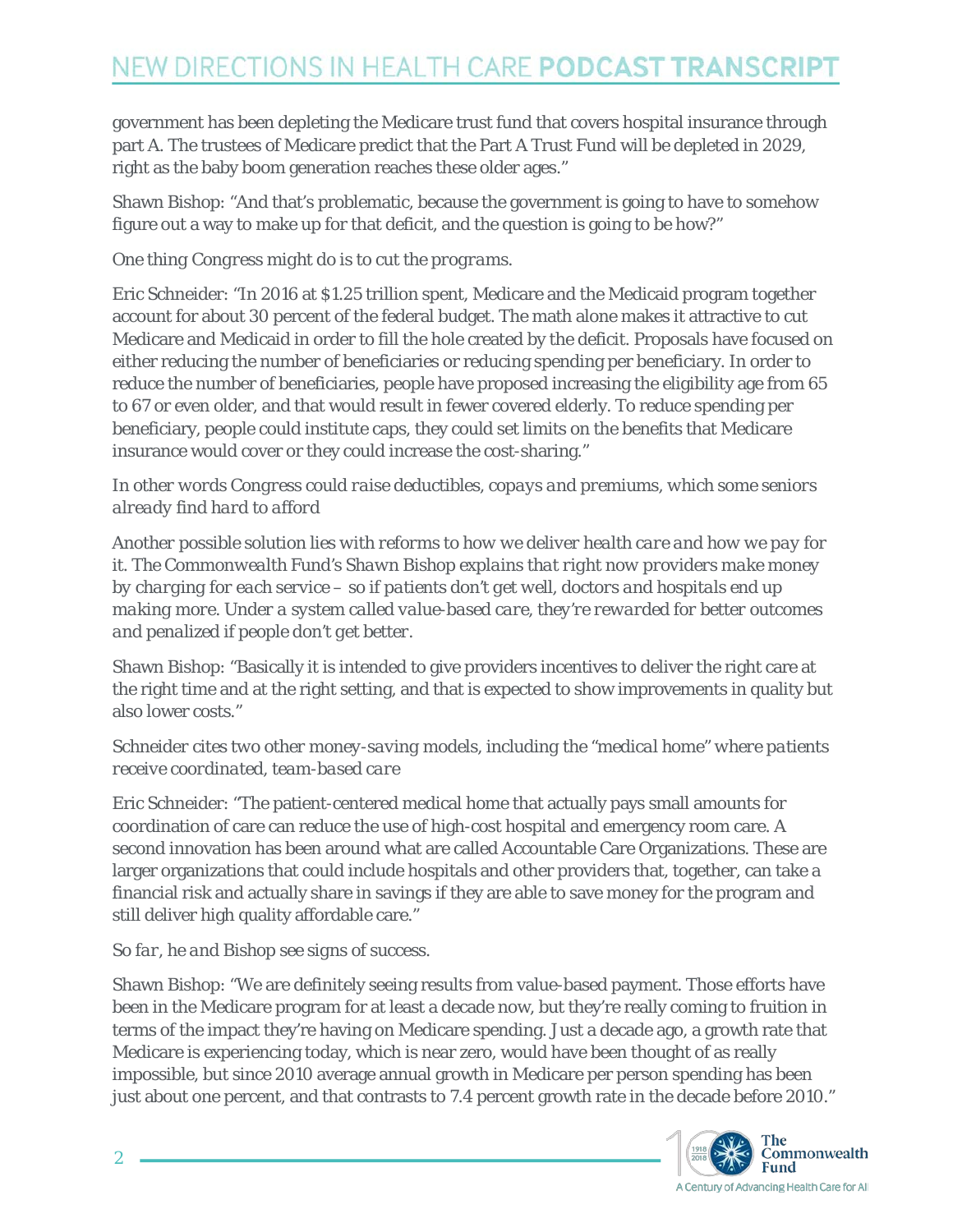government has been depleting the Medicare trust fund that covers hospital insurance through part A. The trustees of Medicare predict that the Part A Trust Fund will be depleted in 2029, right as the baby boom generation reaches these older ages."

Shawn Bishop: "And that's problematic, because the government is going to have to somehow figure out a way to make up for that deficit, and the question is going to be how?"

*One thing Congress might do is to cut the programs.*

Eric Schneider: "In 2016 at $1.25 trillion spent, Medicare and the Medicaid program together account for about 30 percent of the federal budget. The math alone makes it attractive to cut Medicare and Medicaid in order to fill the hole created by the deficit. Proposals have focused on either reducing the number of beneficiaries or reducing spending per beneficiary. In order to reduce the number of beneficiaries, people have proposed increasing the eligibility age from 65 to 67 or even older, and that would result in fewer covered elderly. To reduce spending per beneficiary, people could institute caps, they could set limits on the benefits that Medicare insurance would cover or they could increase the cost-sharing."

*In other words Congress could raise deductibles, copays and premiums, which some seniors already find hard to afford*

*Another possible solution lies with reforms to how we deliver health care and how we pay for it. The Commonwealth Fund's Shawn Bishop explains that right now providers make money by charging for each service – so if patients don't get well, doctors and hospitals end up making more. Under a system called value-based care, they're rewarded for better outcomes and penalized if people don't get better.*

Shawn Bishop: "Basically it is intended to give providers incentives to deliver the right care at the right time and at the right setting, and that is expected to show improvements in quality but also lower costs."

*Schneider cites two other money-saving models, including the "medical home" where patients receive coordinated, team-based care*

Eric Schneider: "The patient-centered medical home that actually pays small amounts for coordination of care can reduce the use of high-cost hospital and emergency room care. A second innovation has been around what are called Accountable Care Organizations. These are larger organizations that could include hospitals and other providers that, together, can take a financial risk and actually share in savings if they are able to save money for the program and still deliver high quality affordable care."

*So far, he and Bishop see signs of success.*

Shawn Bishop: "We are definitely seeing results from value-based payment. Those efforts have been in the Medicare program for at least a decade now, but they're really coming to fruition in terms of the impact they're having on Medicare spending. Just a decade ago, a growth rate that Medicare is experiencing today, which is near zero, would have been thought of as really impossible, but since 2010 average annual growth in Medicare per person spending has been just about one percent, and that contrasts to 7.4 percent growth rate in the decade before 2010."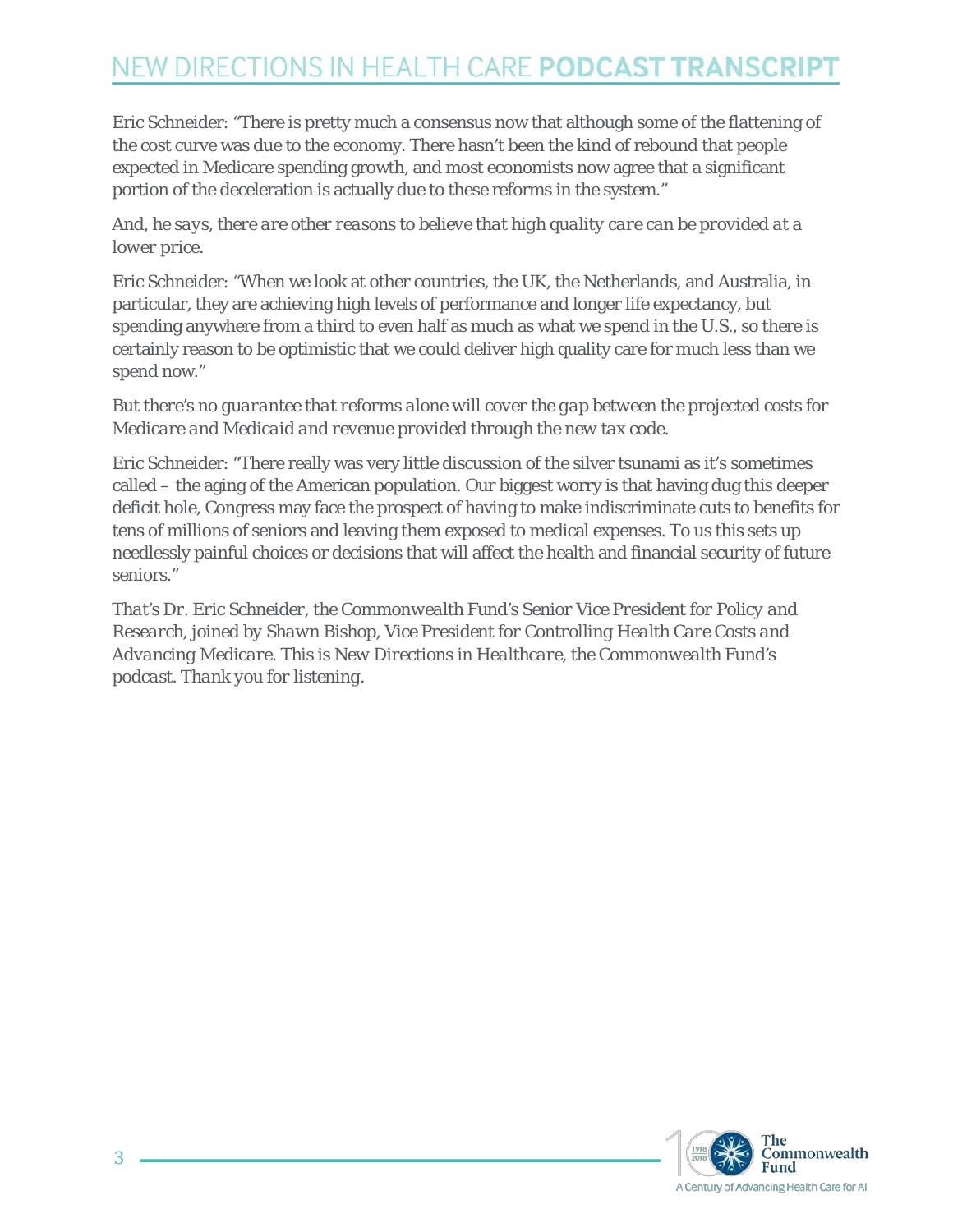Eric Schneider: "There is pretty much a consensus now that although some of the flattening of the cost curve was due to the economy. There hasn't been the kind of rebound that people expected in Medicare spending growth, and most economists now agree that a significant portion of the deceleration is actually due to these reforms in the system."

*And, he says, there are other reasons to believe that high quality care can be provided at a lower price.*

Eric Schneider: "When we look at other countries, the UK, the Netherlands, and Australia, in particular, they are achieving high levels of performance and longer life expectancy, but spending anywhere from a third to even half as much as what we spend in the U.S., so there is certainly reason to be optimistic that we could deliver high quality care for much less than we spend now."

*But there's no guarantee that reforms alone will cover the gap between the projected costs for Medicare and Medicaid and revenue provided through the new tax code.*

Eric Schneider: "There really was very little discussion of the silver tsunami as it's sometimes called – the aging of the American population. Our biggest worry is that having dug this deeper deficit hole, Congress may face the prospect of having to make indiscriminate cuts to benefits for tens of millions of seniors and leaving them exposed to medical expenses. To us this sets up needlessly painful choices or decisions that will affect the health and financial security of future seniors."

*That's Dr. Eric Schneider, the Commonwealth Fund's Senior Vice President for Policy and Research, joined by Shawn Bishop, Vice President for Controlling Health Care Costs and Advancing Medicare. This is New Directions in Healthcare, the Commonwealth Fund's podcast. Thank you for listening.*